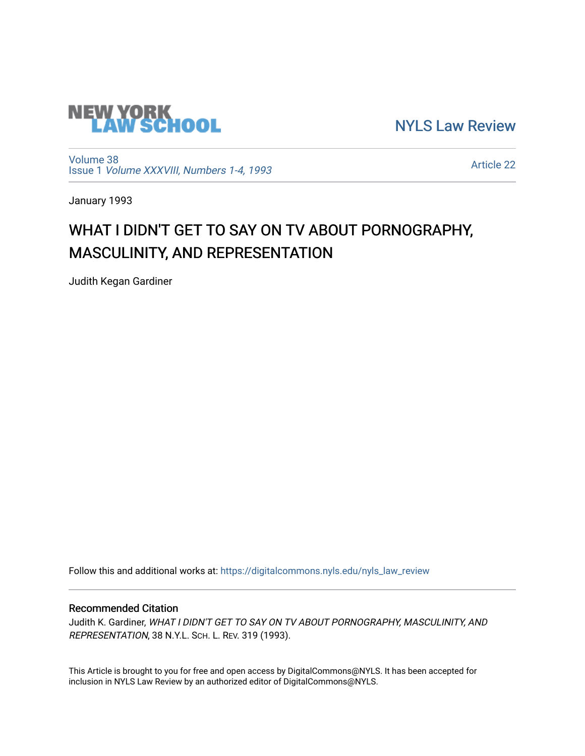NEW YORK LAW SCHOOL

NYLS Law Review

Volume 38
Issue 1 *Volume XXXVIII, Numbers 1-4, 1993*

Article 22

January 1993

# WHAT I DIDN'T GET TO SAY ON TV ABOUT PORNOGRAPHY, MASCULINITY, AND REPRESENTATION

Judith Kegan Gardiner

Follow this and additional works at: https://digitalcommons.nyls.edu/nyls_law_review

## Recommended Citation

Judith K. Gardiner, *WHAT I DIDN'T GET TO SAY ON TV ABOUT PORNOGRAPHY, MASCULINITY, AND REPRESENTATION*, 38 N.Y.L. Sch. L. Rev. 319 (1993).

This Article is brought to you for free and open access by DigitalCommons@NYLS. It has been accepted for inclusion in NYLS Law Review by an authorized editor of DigitalCommons@NYLS.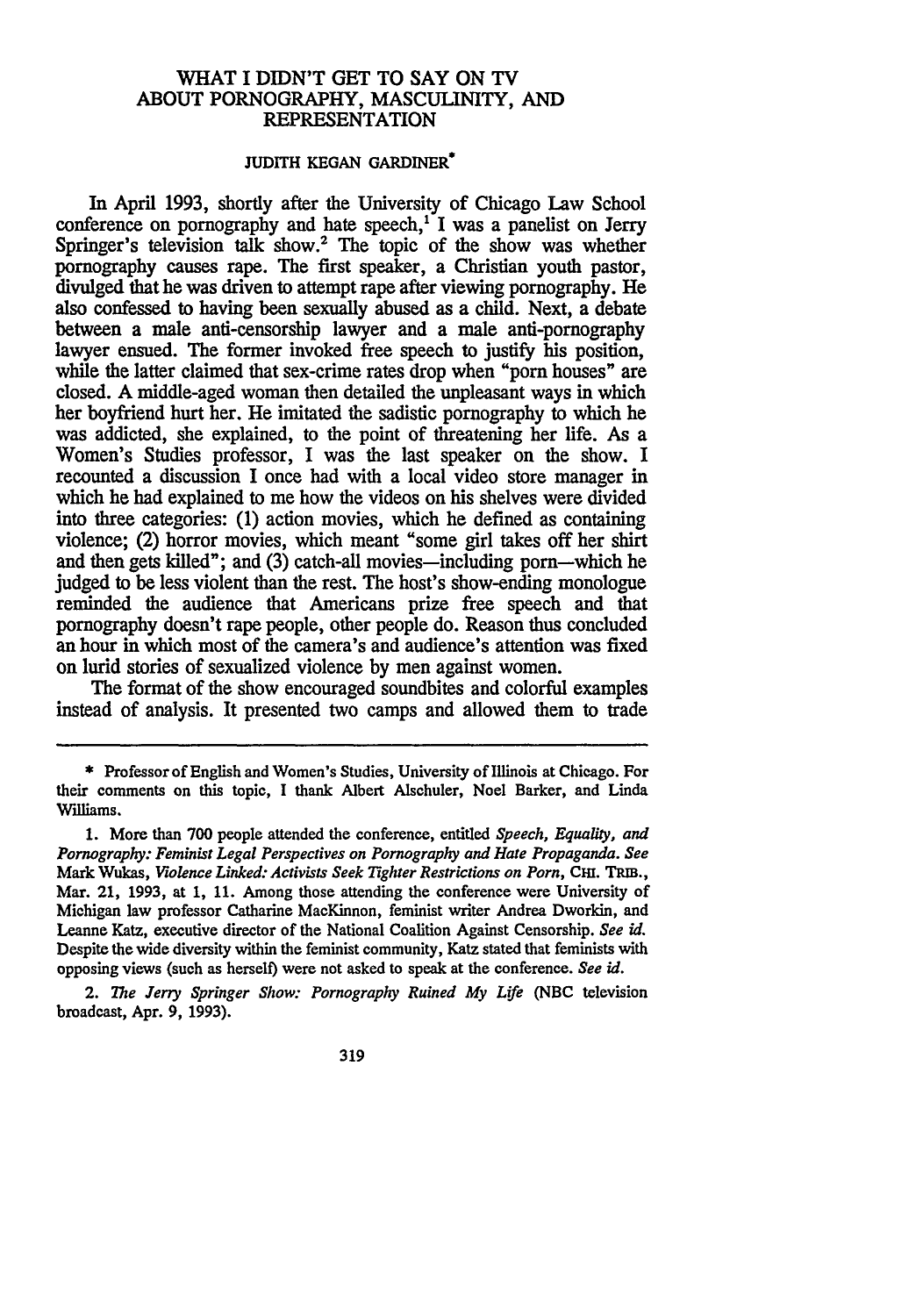# WHAT I DIDN'T GET TO SAY ON TV ABOUT PORNOGRAPHY, MASCULINITY, AND REPRESENTATION

JUDITH KEGAN GARDINER*

In April 1993, shortly after the University of Chicago Law School conference on pornography and hate speech,[1] I was a panelist on Jerry Springer's television talk show.[2] The topic of the show was whether pornography causes rape. The first speaker, a Christian youth pastor, divulged that he was driven to attempt rape after viewing pornography. He also confessed to having been sexually abused as a child. Next, a debate between a male anti-censorship lawyer and a male anti-pornography lawyer ensued. The former invoked free speech to justify his position, while the latter claimed that sex-crime rates drop when "porn houses" are closed. A middle-aged woman then detailed the unpleasant ways in which her boyfriend hurt her. He imitated the sadistic pornography to which he was addicted, she explained, to the point of threatening her life. As a Women's Studies professor, I was the last speaker on the show. I recounted a discussion I once had with a local video store manager in which he had explained to me how the videos on his shelves were divided into three categories: (1) action movies, which he defined as containing violence; (2) horror movies, which meant "some girl takes off her shirt and then gets killed"; and (3) catch-all movies—including porn—which he judged to be less violent than the rest. The host's show-ending monologue reminded the audience that Americans prize free speech and that pornography doesn't rape people, other people do. Reason thus concluded an hour in which most of the camera's and audience's attention was fixed on lurid stories of sexualized violence by men against women.

The format of the show encouraged soundbites and colorful examples instead of analysis. It presented two camps and allowed them to trade

---

\* Professor of English and Women's Studies, University of Illinois at Chicago. For their comments on this topic, I thank Albert Alschuler, Noel Barker, and Linda Williams.

1. More than 700 people attended the conference, entitled *Speech, Equality, and Pornography: Feminist Legal Perspectives on Pornography and Hate Propaganda*. *See* Mark Wukas, *Violence Linked: Activists Seek Tighter Restrictions on Porn*, CHI. TRIB., Mar. 21, 1993, at 1, 11. Among those attending the conference were University of Michigan law professor Catharine MacKinnon, feminist writer Andrea Dworkin, and Leanne Katz, executive director of the National Coalition Against Censorship. *See id.* Despite the wide diversity within the feminist community, Katz stated that feminists with opposing views (such as herself) were not asked to speak at the conference. *See id.*

2. *The Jerry Springer Show: Pornography Ruined My Life* (NBC television broadcast, Apr. 9, 1993).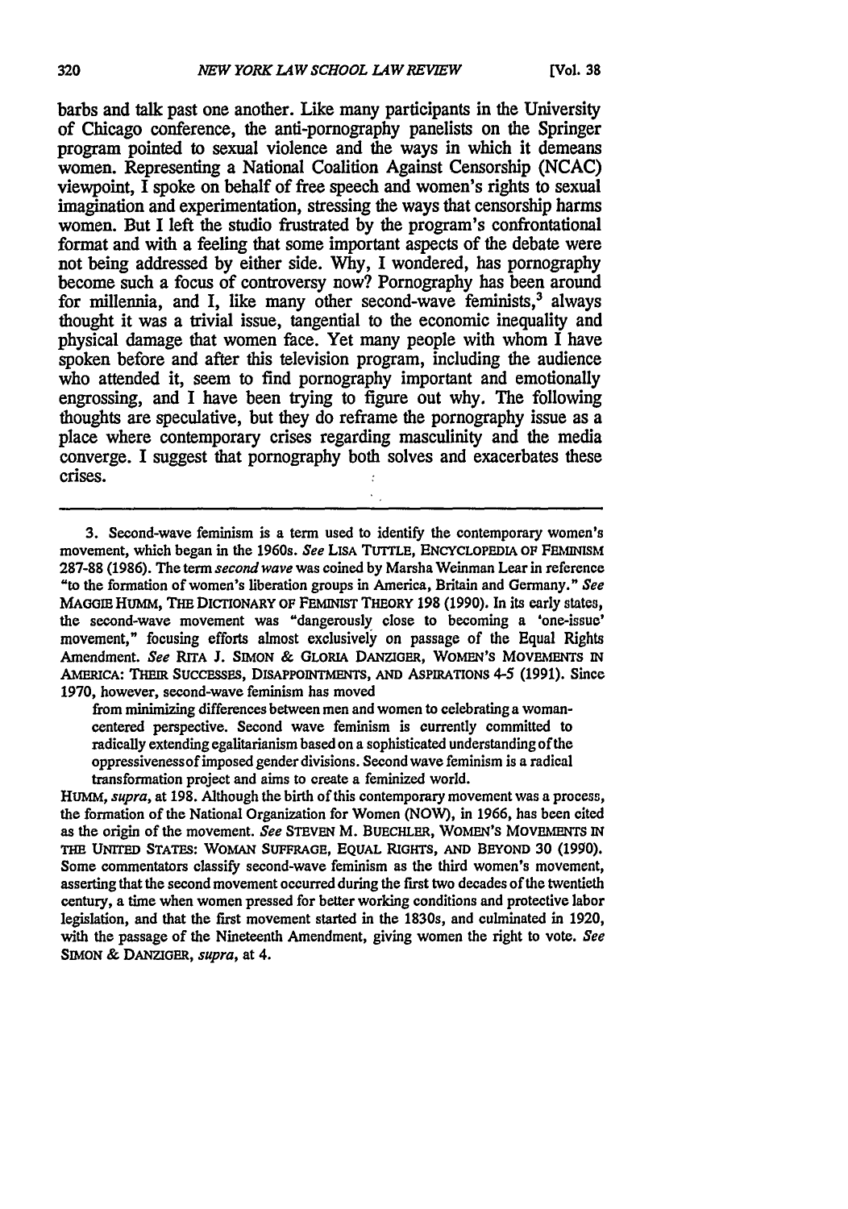barbs and talk past one another. Like many participants in the University of Chicago conference, the anti-pornography panelists on the Springer program pointed to sexual violence and the ways in which it demeans women. Representing a National Coalition Against Censorship (NCAC) viewpoint, I spoke on behalf of free speech and women's rights to sexual imagination and experimentation, stressing the ways that censorship harms women. But I left the studio frustrated by the program's confrontational format and with a feeling that some important aspects of the debate were not being addressed by either side. Why, I wondered, has pornography become such a focus of controversy now? Pornography has been around for millennia, and I, like many other second-wave feminists,[3] always thought it was a trivial issue, tangential to the economic inequality and physical damage that women face. Yet many people with whom I have spoken before and after this television program, including the audience who attended it, seem to find pornography important and emotionally engrossing, and I have been trying to figure out why. The following thoughts are speculative, but they do reframe the pornography issue as a place where contemporary crises regarding masculinity and the media converge. I suggest that pornography both solves and exacerbates these crises.

---

3. Second-wave feminism is a term used to identify the contemporary women's movement, which began in the 1960s. *See* LISA TUTTLE, ENCYCLOPEDIA OF FEMINISM 287-88 (1986). The term *second wave* was coined by Marsha Weinman Lear in reference "to the formation of women's liberation groups in America, Britain and Germany." *See* MAGGIE HUMM, THE DICTIONARY OF FEMINIST THEORY 198 (1990). In its early states, the second-wave movement was "dangerously close to becoming a 'one-issue' movement," focusing efforts almost exclusively on passage of the Equal Rights Amendment. *See* RITA J. SIMON & GLORIA DANZIGER, WOMEN'S MOVEMENTS IN AMERICA: THEIR SUCCESSES, DISAPPOINTMENTS, AND ASPIRATIONS 4-5 (1991). Since 1970, however, second-wave feminism has moved

> from minimizing differences between men and women to celebrating a woman-centered perspective. Second wave feminism is currently committed to radically extending egalitarianism based on a sophisticated understanding of the oppressiveness of imposed gender divisions. Second wave feminism is a radical transformation project and aims to create a feminized world.

HUMM, *supra*, at 198. Although the birth of this contemporary movement was a process, the formation of the National Organization for Women (NOW), in 1966, has been cited as the origin of the movement. *See* STEVEN M. BUECHLER, WOMEN'S MOVEMENTS IN THE UNITED STATES: WOMAN SUFFRAGE, EQUAL RIGHTS, AND BEYOND 30 (1990). Some commentators classify second-wave feminism as the third women's movement, asserting that the second movement occurred during the first two decades of the twentieth century, a time when women pressed for better working conditions and protective labor legislation, and that the first movement started in the 1830s, and culminated in 1920, with the passage of the Nineteenth Amendment, giving women the right to vote. *See* SIMON & DANZIGER, *supra*, at 4.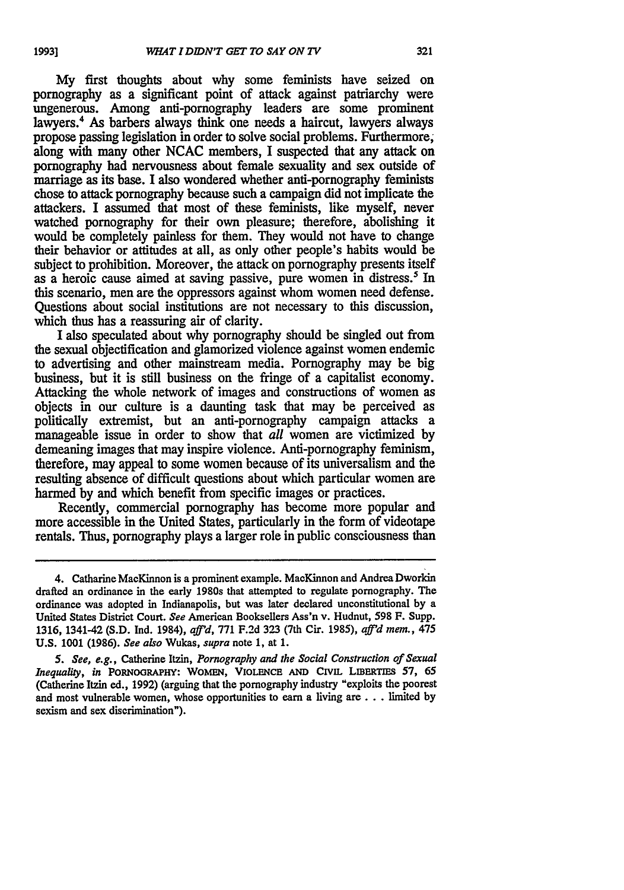My first thoughts about why some feminists have seized on pornography as a significant point of attack against patriarchy were ungenerous. Among anti-pornography leaders are some prominent lawyers.[4] As barbers always think one needs a haircut, lawyers always propose passing legislation in order to solve social problems. Furthermore, along with many other NCAC members, I suspected that any attack on pornography had nervousness about female sexuality and sex outside of marriage as its base. I also wondered whether anti-pornography feminists chose to attack pornography because such a campaign did not implicate the attackers. I assumed that most of these feminists, like myself, never watched pornography for their own pleasure; therefore, abolishing it would be completely painless for them. They would not have to change their behavior or attitudes at all, as only other people's habits would be subject to prohibition. Moreover, the attack on pornography presents itself as a heroic cause aimed at saving passive, pure women in distress.[5] In this scenario, men are the oppressors against whom women need defense. Questions about social institutions are not necessary to this discussion, which thus has a reassuring air of clarity.

I also speculated about why pornography should be singled out from the sexual objectification and glamorized violence against women endemic to advertising and other mainstream media. Pornography may be big business, but it is still business on the fringe of a capitalist economy. Attacking the whole network of images and constructions of women as objects in our culture is a daunting task that may be perceived as politically extremist, but an anti-pornography campaign attacks a manageable issue in order to show that *all* women are victimized by demeaning images that may inspire violence. Anti-pornography feminism, therefore, may appeal to some women because of its universalism and the resulting absence of difficult questions about which particular women are harmed by and which benefit from specific images or practices.

Recently, commercial pornography has become more popular and more accessible in the United States, particularly in the form of videotape rentals. Thus, pornography plays a larger role in public consciousness than

---

4. Catharine MacKinnon is a prominent example. MacKinnon and Andrea Dworkin drafted an ordinance in the early 1980s that attempted to regulate pornography. The ordinance was adopted in Indianapolis, but was later declared unconstitutional by a United States District Court. *See* American Booksellers Ass'n v. Hudnut, 598 F. Supp. 1316, 1341-42 (S.D. Ind. 1984), *aff'd*, 771 F.2d 323 (7th Cir. 1985), *aff'd mem.*, 475 U.S. 1001 (1986). *See also* Wukas, *supra* note 1, at 1.

5. *See, e.g.*, Catherine Itzin, *Pornography and the Social Construction of Sexual Inequality*, *in* PORNOGRAPHY: WOMEN, VIOLENCE AND CIVIL LIBERTIES 57, 65 (Catherine Itzin ed., 1992) (arguing that the pornography industry "exploits the poorest and most vulnerable women, whose opportunities to earn a living are . . . limited by sexism and sex discrimination").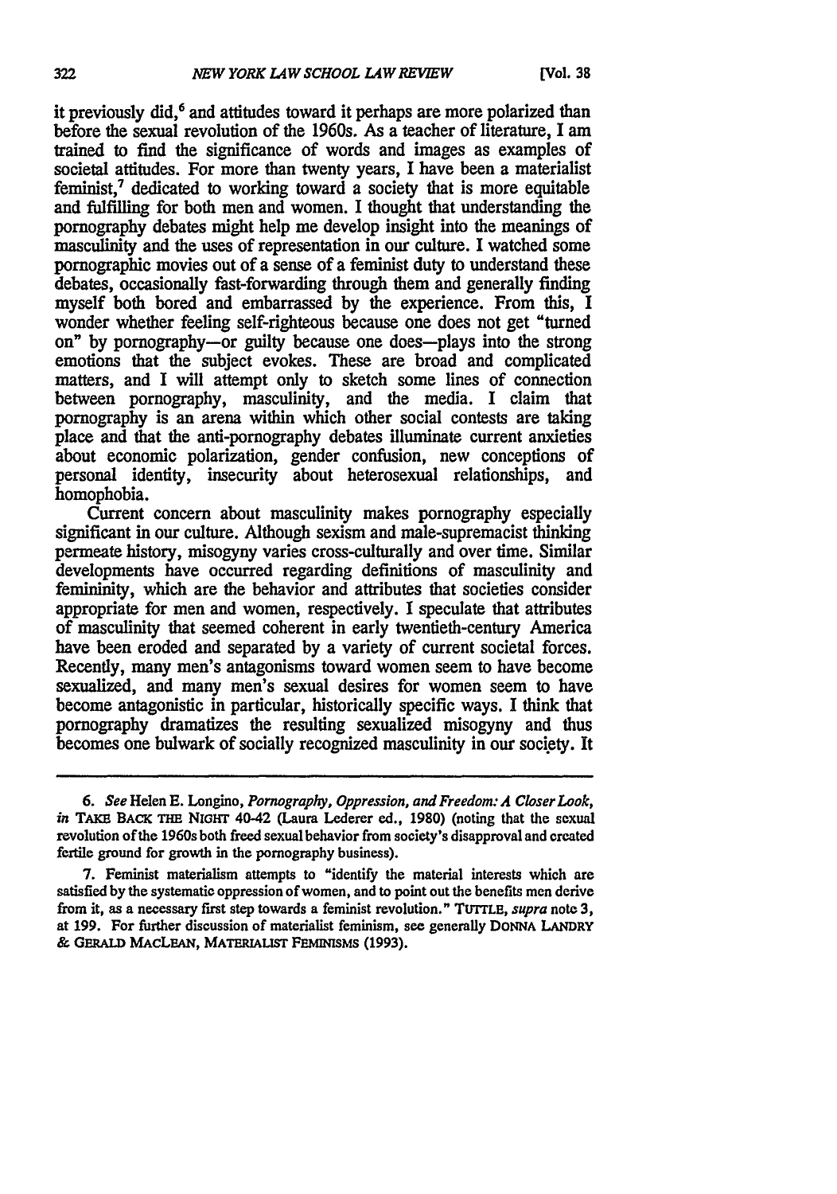it previously did,[6] and attitudes toward it perhaps are more polarized than before the sexual revolution of the 1960s. As a teacher of literature, I am trained to find the significance of words and images as examples of societal attitudes. For more than twenty years, I have been a materialist feminist,[7] dedicated to working toward a society that is more equitable and fulfilling for both men and women. I thought that understanding the pornography debates might help me develop insight into the meanings of masculinity and the uses of representation in our culture. I watched some pornographic movies out of a sense of a feminist duty to understand these debates, occasionally fast-forwarding through them and generally finding myself both bored and embarrassed by the experience. From this, I wonder whether feeling self-righteous because one does not get "turned on" by pornography—or guilty because one does—plays into the strong emotions that the subject evokes. These are broad and complicated matters, and I will attempt only to sketch some lines of connection between pornography, masculinity, and the media. I claim that pornography is an arena within which other social contests are taking place and that the anti-pornography debates illuminate current anxieties about economic polarization, gender confusion, new conceptions of personal identity, insecurity about heterosexual relationships, and homophobia.

Current concern about masculinity makes pornography especially significant in our culture. Although sexism and male-supremacist thinking permeate history, misogyny varies cross-culturally and over time. Similar developments have occurred regarding definitions of masculinity and femininity, which are the behavior and attributes that societies consider appropriate for men and women, respectively. I speculate that attributes of masculinity that seemed coherent in early twentieth-century America have been eroded and separated by a variety of current societal forces. Recently, many men's antagonisms toward women seem to have become sexualized, and many men's sexual desires for women seem to have become antagonistic in particular, historically specific ways. I think that pornography dramatizes the resulting sexualized misogyny and thus becomes one bulwark of socially recognized masculinity in our society. It

---

6. *See* Helen E. Longino, *Pornography, Oppression, and Freedom: A Closer Look*, *in* TAKE BACK THE NIGHT 40-42 (Laura Lederer ed., 1980) (noting that the sexual revolution of the 1960s both freed sexual behavior from society's disapproval and created fertile ground for growth in the pornography business).

7. Feminist materialism attempts to "identify the material interests which are satisfied by the systematic oppression of women, and to point out the benefits men derive from it, as a necessary first step towards a feminist revolution." TUTTLE, *supra* note 3, at 199. For further discussion of materialist feminism, see generally DONNA LANDRY & GERALD MACLEAN, MATERIALIST FEMINISMS (1993).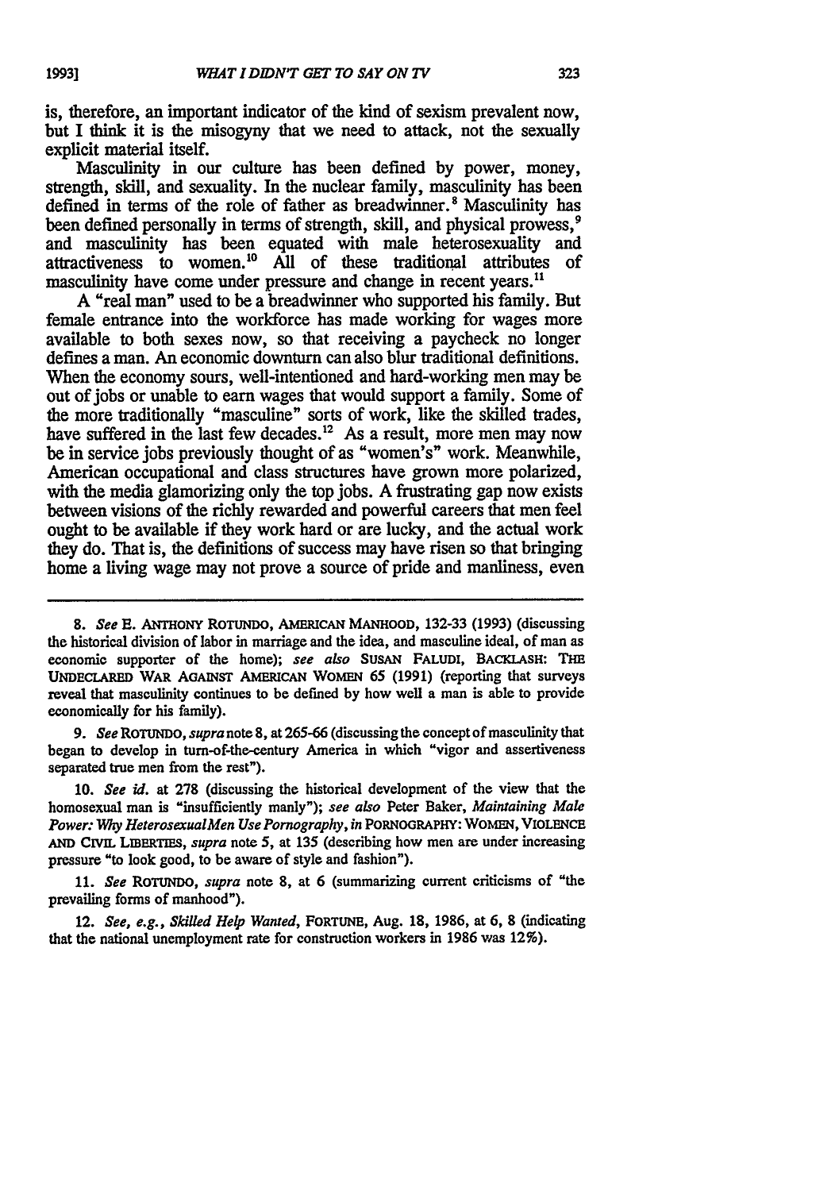is, therefore, an important indicator of the kind of sexism prevalent now, but I think it is the misogyny that we need to attack, not the sexually explicit material itself.

Masculinity in our culture has been defined by power, money, strength, skill, and sexuality. In the nuclear family, masculinity has been defined in terms of the role of father as breadwinner.[8] Masculinity has been defined personally in terms of strength, skill, and physical prowess,[9] and masculinity has been equated with male heterosexuality and attractiveness to women.[10] All of these traditional attributes of masculinity have come under pressure and change in recent years.[11]

A "real man" used to be a breadwinner who supported his family. But female entrance into the workforce has made working for wages more available to both sexes now, so that receiving a paycheck no longer defines a man. An economic downturn can also blur traditional definitions. When the economy sours, well-intentioned and hard-working men may be out of jobs or unable to earn wages that would support a family. Some of the more traditionally "masculine" sorts of work, like the skilled trades, have suffered in the last few decades.[12] As a result, more men may now be in service jobs previously thought of as "women's" work. Meanwhile, American occupational and class structures have grown more polarized, with the media glamorizing only the top jobs. A frustrating gap now exists between visions of the richly rewarded and powerful careers that men feel ought to be available if they work hard or are lucky, and the actual work they do. That is, the definitions of success may have risen so that bringing home a living wage may not prove a source of pride and manliness, even

---

8. *See* E. ANTHONY ROTUNDO, AMERICAN MANHOOD, 132-33 (1993) (discussing the historical division of labor in marriage and the idea, and masculine ideal, of man as economic supporter of the home); *see also* SUSAN FALUDI, BACKLASH: THE UNDECLARED WAR AGAINST AMERICAN WOMEN 65 (1991) (reporting that surveys reveal that masculinity continues to be defined by how well a man is able to provide economically for his family).

9. *See* ROTUNDO, *supra* note 8, at 265-66 (discussing the concept of masculinity that began to develop in turn-of-the-century America in which "vigor and assertiveness separated true men from the rest").

10. *See id.* at 278 (discussing the historical development of the view that the homosexual man is "insufficiently manly"); *see also* Peter Baker, *Maintaining Male Power: Why Heterosexual Men Use Pornography*, *in* PORNOGRAPHY: WOMEN, VIOLENCE AND CIVIL LIBERTIES, *supra* note 5, at 135 (describing how men are under increasing pressure "to look good, to be aware of style and fashion").

11. *See* ROTUNDO, *supra* note 8, at 6 (summarizing current criticisms of "the prevailing forms of manhood").

12. *See, e.g.*, *Skilled Help Wanted*, FORTUNE, Aug. 18, 1986, at 6, 8 (indicating that the national unemployment rate for construction workers in 1986 was 12%).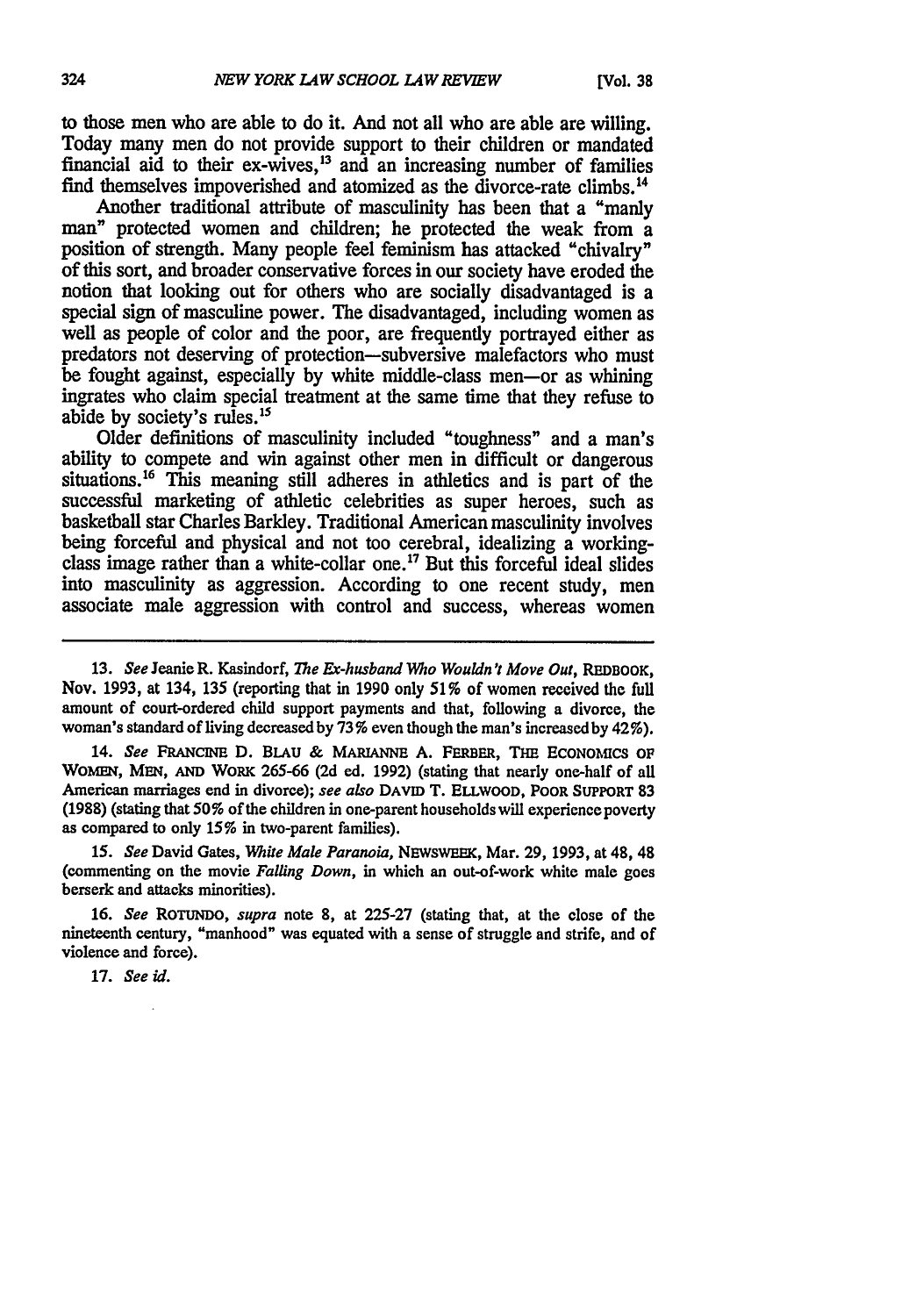to those men who are able to do it. And not all who are able are willing. Today many men do not provide support to their children or mandated financial aid to their ex-wives,[13] and an increasing number of families find themselves impoverished and atomized as the divorce-rate climbs.[14]

Another traditional attribute of masculinity has been that a "manly man" protected women and children; he protected the weak from a position of strength. Many people feel feminism has attacked "chivalry" of this sort, and broader conservative forces in our society have eroded the notion that looking out for others who are socially disadvantaged is a special sign of masculine power. The disadvantaged, including women as well as people of color and the poor, are frequently portrayed either as predators not deserving of protection—subversive malefactors who must be fought against, especially by white middle-class men—or as whining ingrates who claim special treatment at the same time that they refuse to abide by society's rules.[15]

Older definitions of masculinity included "toughness" and a man's ability to compete and win against other men in difficult or dangerous situations.[16] This meaning still adheres in athletics and is part of the successful marketing of athletic celebrities as super heroes, such as basketball star Charles Barkley. Traditional American masculinity involves being forceful and physical and not too cerebral, idealizing a working-class image rather than a white-collar one.[17] But this forceful ideal slides into masculinity as aggression. According to one recent study, men associate male aggression with control and success, whereas women

---

13. *See* Jeanie R. Kasindorf, *The Ex-husband Who Wouldn't Move Out*, REDBOOK, Nov. 1993, at 134, 135 (reporting that in 1990 only 51% of women received the full amount of court-ordered child support payments and that, following a divorce, the woman's standard of living decreased by 73% even though the man's increased by 42%).

14. *See* FRANCINE D. BLAU & MARIANNE A. FERBER, THE ECONOMICS OF WOMEN, MEN, AND WORK 265-66 (2d ed. 1992) (stating that nearly one-half of all American marriages end in divorce); *see also* DAVID T. ELLWOOD, POOR SUPPORT 83 (1988) (stating that 50% of the children in one-parent households will experience poverty as compared to only 15% in two-parent families).

15. *See* David Gates, *White Male Paranoia*, NEWSWEEK, Mar. 29, 1993, at 48, 48 (commenting on the movie *Falling Down*, in which an out-of-work white male goes berserk and attacks minorities).

16. *See* ROTUNDO, *supra* note 8, at 225-27 (stating that, at the close of the nineteenth century, "manhood" was equated with a sense of struggle and strife, and of violence and force).

17. *See id.*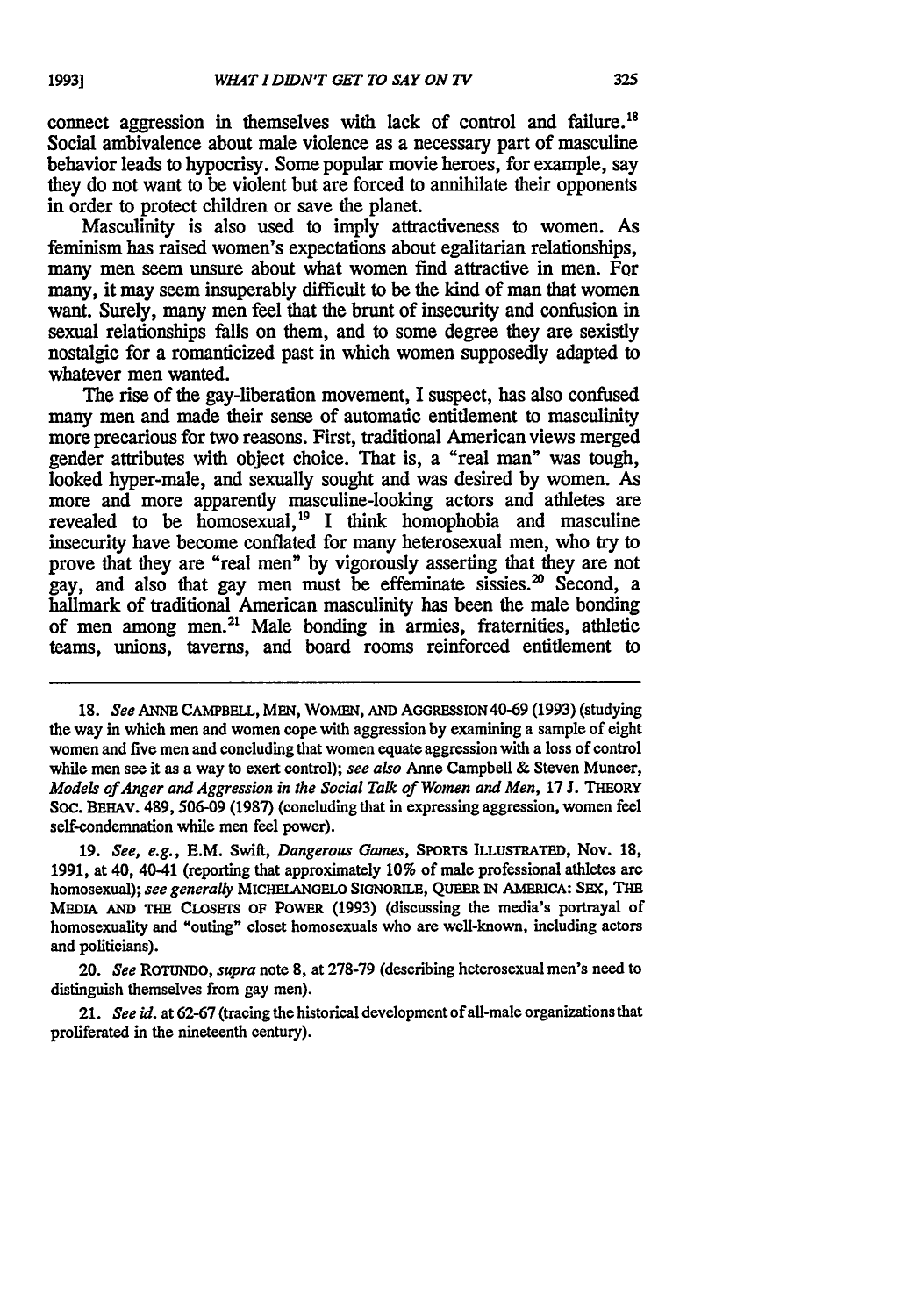connect aggression in themselves with lack of control and failure.[18] Social ambivalence about male violence as a necessary part of masculine behavior leads to hypocrisy. Some popular movie heroes, for example, say they do not want to be violent but are forced to annihilate their opponents in order to protect children or save the planet.

Masculinity is also used to imply attractiveness to women. As feminism has raised women's expectations about egalitarian relationships, many men seem unsure about what women find attractive in men. For many, it may seem insuperably difficult to be the kind of man that women want. Surely, many men feel that the brunt of insecurity and confusion in sexual relationships falls on them, and to some degree they are sexistly nostalgic for a romanticized past in which women supposedly adapted to whatever men wanted.

The rise of the gay-liberation movement, I suspect, has also confused many men and made their sense of automatic entitlement to masculinity more precarious for two reasons. First, traditional American views merged gender attributes with object choice. That is, a "real man" was tough, looked hyper-male, and sexually sought and was desired by women. As more and more apparently masculine-looking actors and athletes are revealed to be homosexual,[19] I think homophobia and masculine insecurity have become conflated for many heterosexual men, who try to prove that they are "real men" by vigorously asserting that they are not gay, and also that gay men must be effeminate sissies.[20] Second, a hallmark of traditional American masculinity has been the male bonding of men among men.[21] Male bonding in armies, fraternities, athletic teams, unions, taverns, and board rooms reinforced entitlement to

---

18. *See* ANNE CAMPBELL, MEN, WOMEN, AND AGGRESSION 40-69 (1993) (studying the way in which men and women cope with aggression by examining a sample of eight women and five men and concluding that women equate aggression with a loss of control while men see it as a way to exert control); *see also* Anne Campbell & Steven Muncer, *Models of Anger and Aggression in the Social Talk of Women and Men*, 17 J. THEORY SOC. BEHAV. 489, 506-09 (1987) (concluding that in expressing aggression, women feel self-condemnation while men feel power).

19. *See, e.g.*, E.M. Swift, *Dangerous Games*, SPORTS ILLUSTRATED, Nov. 18, 1991, at 40, 40-41 (reporting that approximately 10% of male professional athletes are homosexual); *see generally* MICHELANGELO SIGNORILE, QUEER IN AMERICA: SEX, THE MEDIA AND THE CLOSETS OF POWER (1993) (discussing the media's portrayal of homosexuality and "outing" closet homosexuals who are well-known, including actors and politicians).

20. *See* ROTUNDO, *supra* note 8, at 278-79 (describing heterosexual men's need to distinguish themselves from gay men).

21. *See id.* at 62-67 (tracing the historical development of all-male organizations that proliferated in the nineteenth century).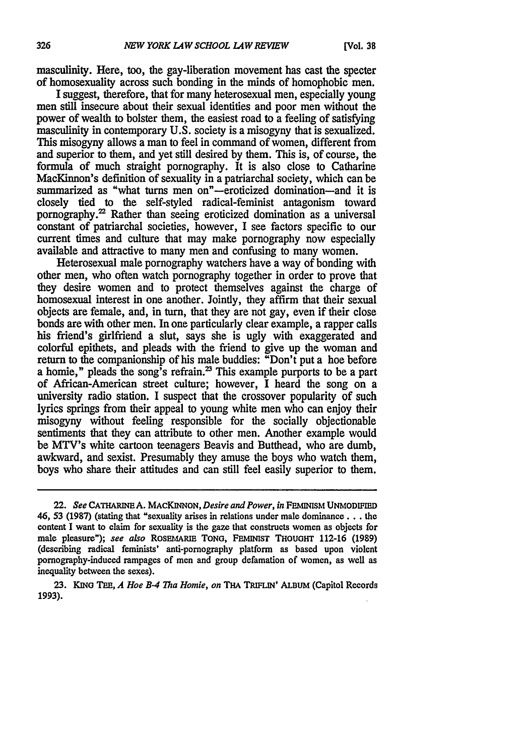masculinity. Here, too, the gay-liberation movement has cast the specter of homosexuality across such bonding in the minds of homophobic men.

I suggest, therefore, that for many heterosexual men, especially young men still insecure about their sexual identities and poor men without the power of wealth to bolster them, the easiest road to a feeling of satisfying masculinity in contemporary U.S. society is a misogyny that is sexualized. This misogyny allows a man to feel in command of women, different from and superior to them, and yet still desired by them. This is, of course, the formula of much straight pornography. It is also close to Catharine MacKinnon's definition of sexuality in a patriarchal society, which can be summarized as "what turns men on"—eroticized domination—and it is closely tied to the self-styled radical-feminist antagonism toward pornography.[22] Rather than seeing eroticized domination as a universal constant of patriarchal societies, however, I see factors specific to our current times and culture that may make pornography now especially available and attractive to many men and confusing to many women.

Heterosexual male pornography watchers have a way of bonding with other men, who often watch pornography together in order to prove that they desire women and to protect themselves against the charge of homosexual interest in one another. Jointly, they affirm that their sexual objects are female, and, in turn, that they are not gay, even if their close bonds are with other men. In one particularly clear example, a rapper calls his friend's girlfriend a slut, says she is ugly with exaggerated and colorful epithets, and pleads with the friend to give up the woman and return to the companionship of his male buddies: "Don't put a hoe before a homie," pleads the song's refrain.[23] This example purports to be a part of African-American street culture; however, I heard the song on a university radio station. I suspect that the crossover popularity of such lyrics springs from their appeal to young white men who can enjoy their misogyny without feeling responsible for the socially objectionable sentiments that they can attribute to other men. Another example would be MTV's white cartoon teenagers Beavis and Butthead, who are dumb, awkward, and sexist. Presumably they amuse the boys who watch them, boys who share their attitudes and can still feel easily superior to them.

---

22. *See* CATHARINE A. MACKINNON, *Desire and Power*, *in* FEMINISM UNMODIFIED 46, 53 (1987) (stating that "sexuality arises in relations under male dominance . . . the content I want to claim for sexuality is the gaze that constructs women as objects for male pleasure"); *see also* ROSEMARIE TONG, FEMINIST THOUGHT 112-16 (1989) (describing radical feminists' anti-pornography platform as based upon violent pornography-induced rampages of men and group defamation of women, as well as inequality between the sexes).

23. KING TEE, *A Hoe B-4 Tha Homie*, *on* THA TRIFLIN' ALBUM (Capitol Records 1993).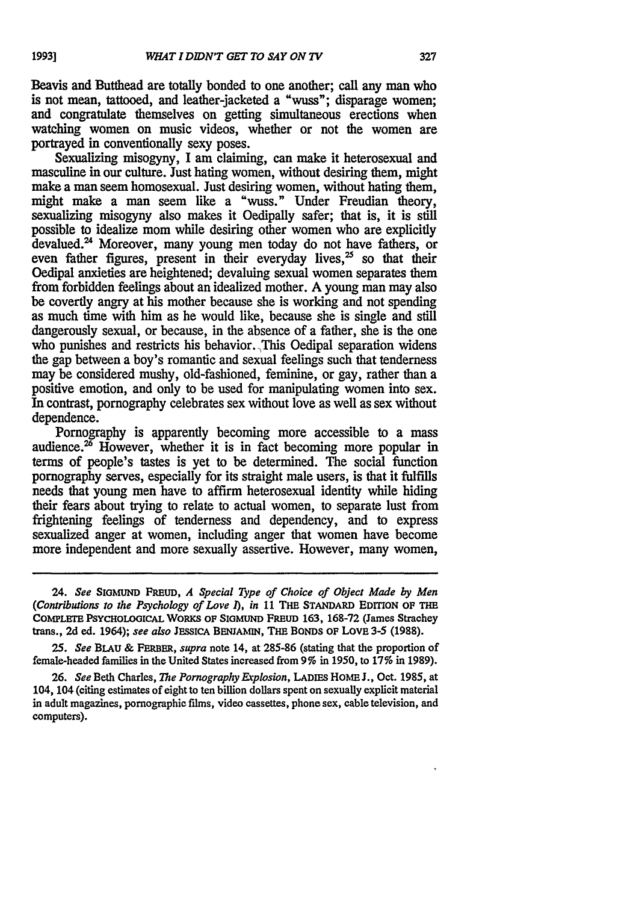Beavis and Butthead are totally bonded to one another; call any man who is not mean, tattooed, and leather-jacketed a "wuss"; disparage women; and congratulate themselves on getting simultaneous erections when watching women on music videos, whether or not the women are portrayed in conventionally sexy poses.

Sexualizing misogyny, I am claiming, can make it heterosexual and masculine in our culture. Just hating women, without desiring them, might make a man seem homosexual. Just desiring women, without hating them, might make a man seem like a "wuss." Under Freudian theory, sexualizing misogyny also makes it Oedipally safer; that is, it is still possible to idealize mom while desiring other women who are explicitly devalued.[24] Moreover, many young men today do not have fathers, or even father figures, present in their everyday lives,[25] so that their Oedipal anxieties are heightened; devaluing sexual women separates them from forbidden feelings about an idealized mother. A young man may also be covertly angry at his mother because she is working and not spending as much time with him as he would like, because she is single and still dangerously sexual, or because, in the absence of a father, she is the one who punishes and restricts his behavior. This Oedipal separation widens the gap between a boy's romantic and sexual feelings such that tenderness may be considered mushy, old-fashioned, feminine, or gay, rather than a positive emotion, and only to be used for manipulating women into sex. In contrast, pornography celebrates sex without love as well as sex without dependence.

Pornography is apparently becoming more accessible to a mass audience.[26] However, whether it is in fact becoming more popular in terms of people's tastes is yet to be determined. The social function pornography serves, especially for its straight male users, is that it fulfills needs that young men have to affirm heterosexual identity while hiding their fears about trying to relate to actual women, to separate lust from frightening feelings of tenderness and dependency, and to express sexualized anger at women, including anger that women have become more independent and more sexually assertive. However, many women,

---

24. *See* SIGMUND FREUD, *A Special Type of Choice of Object Made by Men (Contributions to the Psychology of Love I)*, *in* 11 THE STANDARD EDITION OF THE COMPLETE PSYCHOLOGICAL WORKS OF SIGMUND FREUD 163, 168-72 (James Strachey trans., 2d ed. 1964); *see also* JESSICA BENJAMIN, THE BONDS OF LOVE 3-5 (1988).

25. *See* BLAU & FERBER, *supra* note 14, at 285-86 (stating that the proportion of female-headed families in the United States increased from 9% in 1950, to 17% in 1989).

26. *See* Beth Charles, *The Pornography Explosion*, LADIES HOME J., Oct. 1985, at 104, 104 (citing estimates of eight to ten billion dollars spent on sexually explicit material in adult magazines, pornographic films, video cassettes, phone sex, cable television, and computers).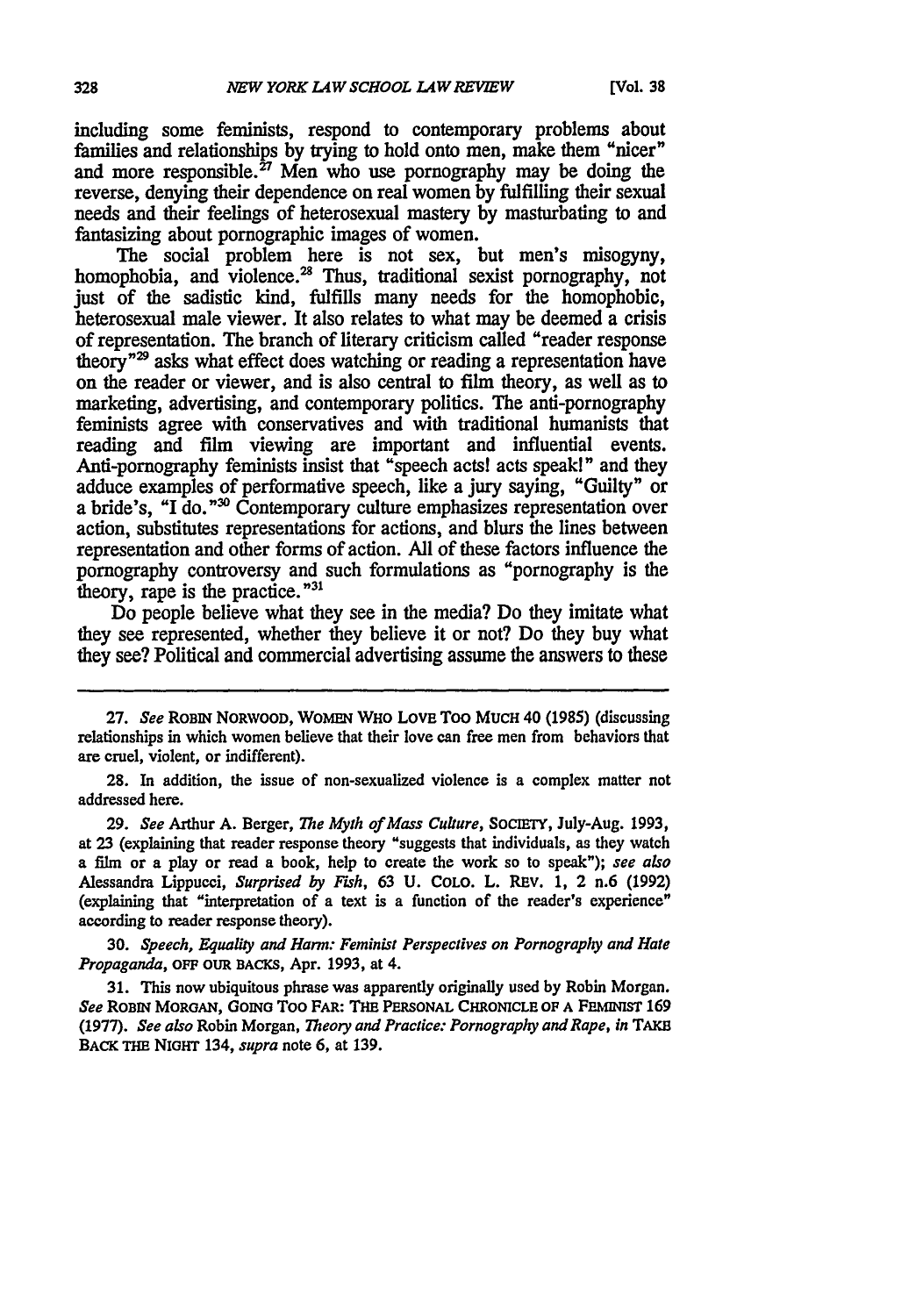including some feminists, respond to contemporary problems about families and relationships by trying to hold onto men, make them "nicer" and more responsible.[27] Men who use pornography may be doing the reverse, denying their dependence on real women by fulfilling their sexual needs and their feelings of heterosexual mastery by masturbating to and fantasizing about pornographic images of women.

The social problem here is not sex, but men's misogyny, homophobia, and violence.[28] Thus, traditional sexist pornography, not just of the sadistic kind, fulfills many needs for the homophobic, heterosexual male viewer. It also relates to what may be deemed a crisis of representation. The branch of literary criticism called "reader response theory"[29] asks what effect does watching or reading a representation have on the reader or viewer, and is also central to film theory, as well as to marketing, advertising, and contemporary politics. The anti-pornography feminists agree with conservatives and with traditional humanists that reading and film viewing are important and influential events. Anti-pornography feminists insist that "speech acts! acts speak!" and they adduce examples of performative speech, like a jury saying, "Guilty" or a bride's, "I do."[30] Contemporary culture emphasizes representation over action, substitutes representations for actions, and blurs the lines between representation and other forms of action. All of these factors influence the pornography controversy and such formulations as "pornography is the theory, rape is the practice."[31]

Do people believe what they see in the media? Do they imitate what they see represented, whether they believe it or not? Do they buy what they see? Political and commercial advertising assume the answers to these

---

27. *See* ROBIN NORWOOD, WOMEN WHO LOVE TOO MUCH 40 (1985) (discussing relationships in which women believe that their love can free men from behaviors that are cruel, violent, or indifferent).

28. In addition, the issue of non-sexualized violence is a complex matter not addressed here.

29. *See* Arthur A. Berger, *The Myth of Mass Culture*, SOCIETY, July-Aug. 1993, at 23 (explaining that reader response theory "suggests that individuals, as they watch a film or a play or read a book, help to create the work so to speak"); *see also* Alessandra Lippucci, *Surprised by Fish*, 63 U. COLO. L. REV. 1, 2 n.6 (1992) (explaining that "interpretation of a text is a function of the reader's experience" according to reader response theory).

30. *Speech, Equality and Harm: Feminist Perspectives on Pornography and Hate Propaganda*, OFF OUR BACKS, Apr. 1993, at 4.

31. This now ubiquitous phrase was apparently originally used by Robin Morgan. *See* ROBIN MORGAN, GOING TOO FAR: THE PERSONAL CHRONICLE OF A FEMINIST 169 (1977). *See also* Robin Morgan, *Theory and Practice: Pornography and Rape*, *in* TAKE BACK THE NIGHT 134, *supra* note 6, at 139.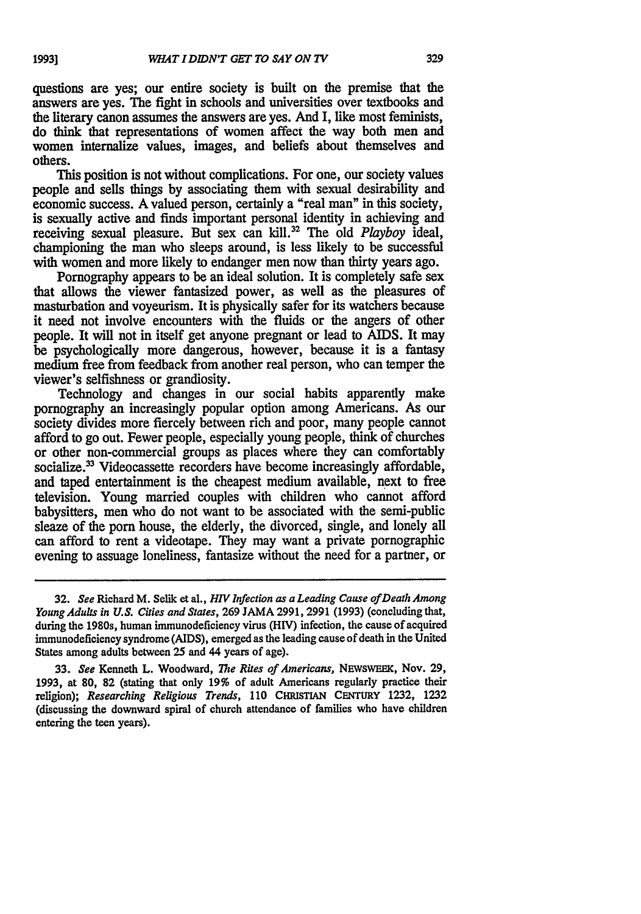questions are yes; our entire society is built on the premise that the answers are yes. The fight in schools and universities over textbooks and the literary canon assumes the answers are yes. And I, like most feminists, do think that representations of women affect the way both men and women internalize values, images, and beliefs about themselves and others.

This position is not without complications. For one, our society values people and sells things by associating them with sexual desirability and economic success. A valued person, certainly a "real man" in this society, is sexually active and finds important personal identity in achieving and receiving sexual pleasure. But sex can kill.[32] The old *Playboy* ideal, championing the man who sleeps around, is less likely to be successful with women and more likely to endanger men now than thirty years ago.

Pornography appears to be an ideal solution. It is completely safe sex that allows the viewer fantasized power, as well as the pleasures of masturbation and voyeurism. It is physically safer for its watchers because it need not involve encounters with the fluids or the angers of other people. It will not in itself get anyone pregnant or lead to AIDS. It may be psychologically more dangerous, however, because it is a fantasy medium free from feedback from another real person, who can temper the viewer's selfishness or grandiosity.

Technology and changes in our social habits apparently make pornography an increasingly popular option among Americans. As our society divides more fiercely between rich and poor, many people cannot afford to go out. Fewer people, especially young people, think of churches or other non-commercial groups as places where they can comfortably socialize.[33] Videocassette recorders have become increasingly affordable, and taped entertainment is the cheapest medium available, next to free television. Young married couples with children who cannot afford babysitters, men who do not want to be associated with the semi-public sleaze of the porn house, the elderly, the divorced, single, and lonely all can afford to rent a videotape. They may want a private pornographic evening to assuage loneliness, fantasize without the need for a partner, or

---

32. *See* Richard M. Selik et al., *HIV Infection as a Leading Cause of Death Among Young Adults in U.S. Cities and States*, 269 JAMA 2991, 2991 (1993) (concluding that, during the 1980s, human immunodeficiency virus (HIV) infection, the cause of acquired immunodeficiency syndrome (AIDS), emerged as the leading cause of death in the United States among adults between 25 and 44 years of age).

33. *See* Kenneth L. Woodward, *The Rites of Americans*, NEWSWEEK, Nov. 29, 1993, at 80, 82 (stating that only 19% of adult Americans regularly practice their religion); *Researching Religious Trends*, 110 CHRISTIAN CENTURY 1232, 1232 (discussing the downward spiral of church attendance of families who have children entering the teen years).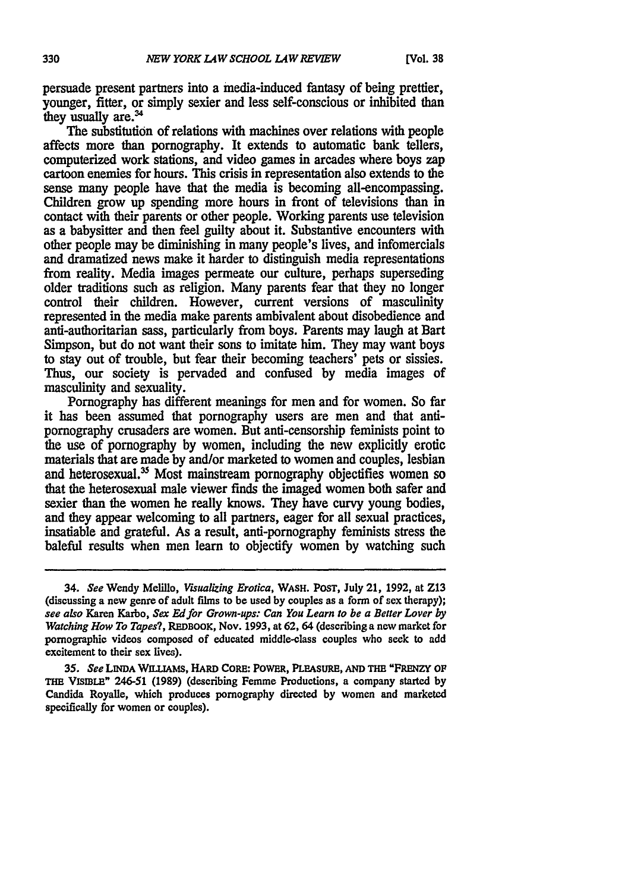persuade present partners into a media-induced fantasy of being prettier, younger, fitter, or simply sexier and less self-conscious or inhibited than they usually are.[34]

The substitution of relations with machines over relations with people affects more than pornography. It extends to automatic bank tellers, computerized work stations, and video games in arcades where boys zap cartoon enemies for hours. This crisis in representation also extends to the sense many people have that the media is becoming all-encompassing. Children grow up spending more hours in front of televisions than in contact with their parents or other people. Working parents use television as a babysitter and then feel guilty about it. Substantive encounters with other people may be diminishing in many people's lives, and infomercials and dramatized news make it harder to distinguish media representations from reality. Media images permeate our culture, perhaps superseding older traditions such as religion. Many parents fear that they no longer control their children. However, current versions of masculinity represented in the media make parents ambivalent about disobedience and anti-authoritarian sass, particularly from boys. Parents may laugh at Bart Simpson, but do not want their sons to imitate him. They may want boys to stay out of trouble, but fear their becoming teachers' pets or sissies. Thus, our society is pervaded and confused by media images of masculinity and sexuality.

Pornography has different meanings for men and for women. So far it has been assumed that pornography users are men and that anti-pornography crusaders are women. But anti-censorship feminists point to the use of pornography by women, including the new explicitly erotic materials that are made by and/or marketed to women and couples, lesbian and heterosexual.[35] Most mainstream pornography objectifies women so that the heterosexual male viewer finds the imaged women both safer and sexier than the women he really knows. They have curvy young bodies, and they appear welcoming to all partners, eager for all sexual practices, insatiable and grateful. As a result, anti-pornography feminists stress the baleful results when men learn to objectify women by watching such

---

34. *See* Wendy Melillo, *Visualizing Erotica*, WASH. POST, July 21, 1992, at Z13 (discussing a new genre of adult films to be used by couples as a form of sex therapy); *see also* Karen Karbo, *Sex Ed for Grown-ups: Can You Learn to be a Better Lover by Watching How To Tapes?*, REDBOOK, Nov. 1993, at 62, 64 (describing a new market for pornographic videos composed of educated middle-class couples who seek to add excitement to their sex lives).

35. *See* LINDA WILLIAMS, HARD CORE: POWER, PLEASURE, AND THE "FRENZY OF THE VISIBLE" 246-51 (1989) (describing Femme Productions, a company started by Candida Royalle, which produces pornography directed by women and marketed specifically for women or couples).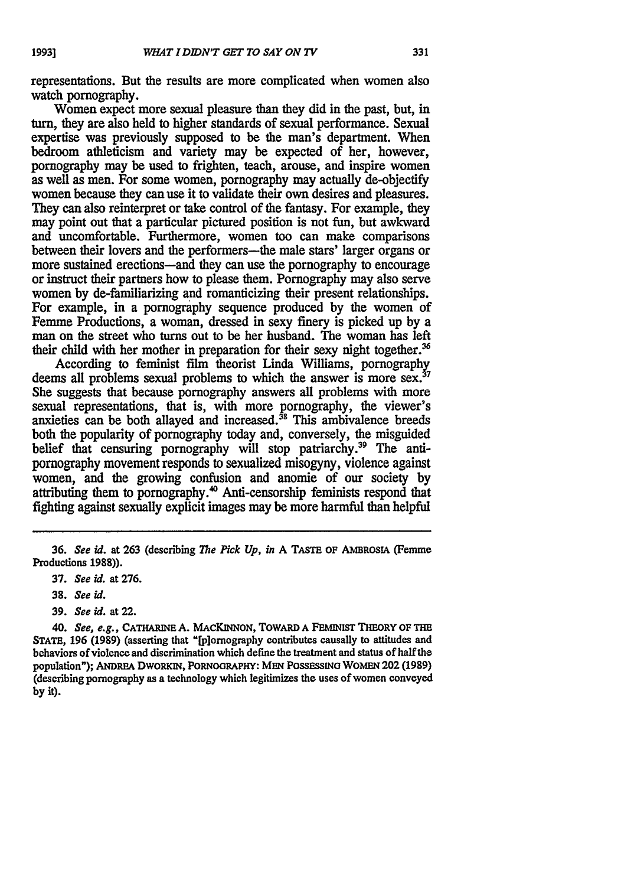representations. But the results are more complicated when women also watch pornography.

Women expect more sexual pleasure than they did in the past, but, in turn, they are also held to higher standards of sexual performance. Sexual expertise was previously supposed to be the man's department. When bedroom athleticism and variety may be expected of her, however, pornography may be used to frighten, teach, arouse, and inspire women as well as men. For some women, pornography may actually de-objectify women because they can use it to validate their own desires and pleasures. They can also reinterpret or take control of the fantasy. For example, they may point out that a particular pictured position is not fun, but awkward and uncomfortable. Furthermore, women too can make comparisons between their lovers and the performers—the male stars' larger organs or more sustained erections—and they can use the pornography to encourage or instruct their partners how to please them. Pornography may also serve women by de-familiarizing and romanticizing their present relationships. For example, in a pornography sequence produced by the women of Femme Productions, a woman, dressed in sexy finery is picked up by a man on the street who turns out to be her husband. The woman has left their child with her mother in preparation for their sexy night together.[36]

According to feminist film theorist Linda Williams, pornography deems all problems sexual problems to which the answer is more sex.[37] She suggests that because pornography answers all problems with more sexual representations, that is, with more pornography, the viewer's anxieties can be both allayed and increased.[38] This ambivalence breeds both the popularity of pornography today and, conversely, the misguided belief that censuring pornography will stop patriarchy.[39] The anti-pornography movement responds to sexualized misogyny, violence against women, and the growing confusion and anomie of our society by attributing them to pornography.[40] Anti-censorship feminists respond that fighting against sexually explicit images may be more harmful than helpful

---

36. *See id.* at 263 (describing *The Pick Up*, *in* A TASTE OF AMBROSIA (Femme Productions 1988)).

37. *See id.* at 276.

38. *See id.*

39. *See id.* at 22.

40. *See, e.g.*, CATHARINE A. MACKINNON, TOWARD A FEMINIST THEORY OF THE STATE, 196 (1989) (asserting that "[p]ornography contributes causally to attitudes and behaviors of violence and discrimination which define the treatment and status of half the population"); ANDREA DWORKIN, PORNOGRAPHY: MEN POSSESSING WOMEN 202 (1989) (describing pornography as a technology which legitimizes the uses of women conveyed by it).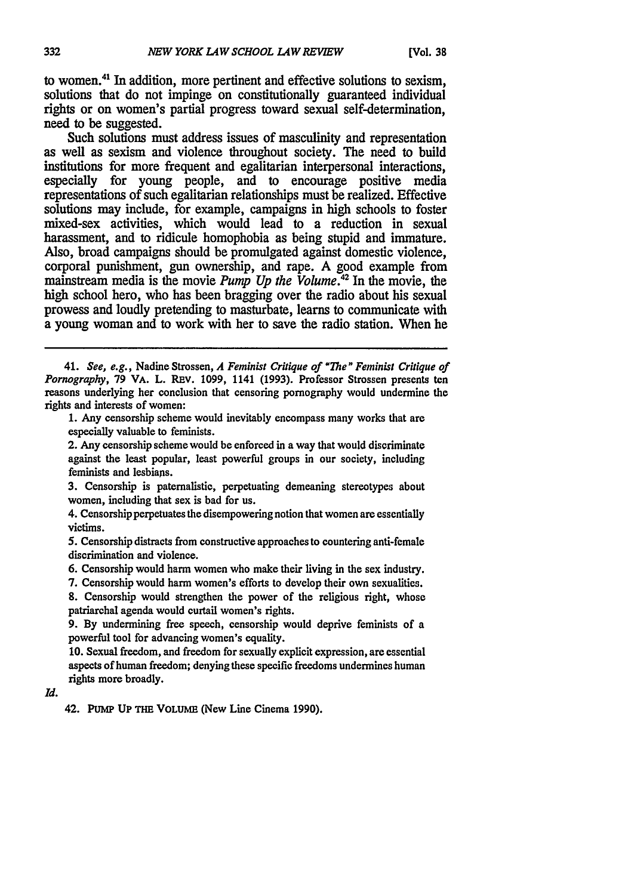to women.[41] In addition, more pertinent and effective solutions to sexism, solutions that do not impinge on constitutionally guaranteed individual rights or on women's partial progress toward sexual self-determination, need to be suggested.

Such solutions must address issues of masculinity and representation as well as sexism and violence throughout society. The need to build institutions for more frequent and egalitarian interpersonal interactions, especially for young people, and to encourage positive media representations of such egalitarian relationships must be realized. Effective solutions may include, for example, campaigns in high schools to foster mixed-sex activities, which would lead to a reduction in sexual harassment, and to ridicule homophobia as being stupid and immature. Also, broad campaigns should be promulgated against domestic violence, corporal punishment, gun ownership, and rape. A good example from mainstream media is the movie *Pump Up the Volume*.[42] In the movie, the high school hero, who has been bragging over the radio about his sexual prowess and loudly pretending to masturbate, learns to communicate with a young woman and to work with her to save the radio station. When he

---

41. *See, e.g.*, Nadine Strossen, *A Feminist Critique of "The" Feminist Critique of Pornography*, 79 VA. L. REV. 1099, 1141 (1993). Professor Strossen presents ten reasons underlying her conclusion that censoring pornography would undermine the rights and interests of women:

> 1. Any censorship scheme would inevitably encompass many works that are especially valuable to feminists.
>
> 2. Any censorship scheme would be enforced in a way that would discriminate against the least popular, least powerful groups in our society, including feminists and lesbians.
>
> 3. Censorship is paternalistic, perpetuating demeaning stereotypes about women, including that sex is bad for us.
>
> 4. Censorship perpetuates the disempowering notion that women are essentially victims.
>
> 5. Censorship distracts from constructive approaches to countering anti-female discrimination and violence.
>
> 6. Censorship would harm women who make their living in the sex industry.
>
> 7. Censorship would harm women's efforts to develop their own sexualities.
>
> 8. Censorship would strengthen the power of the religious right, whose patriarchal agenda would curtail women's rights.
>
> 9. By undermining free speech, censorship would deprive feminists of a powerful tool for advancing women's equality.
>
> 10. Sexual freedom, and freedom for sexually explicit expression, are essential aspects of human freedom; denying these specific freedoms undermines human rights more broadly.

*Id.*

42. PUMP UP THE VOLUME (New Line Cinema 1990).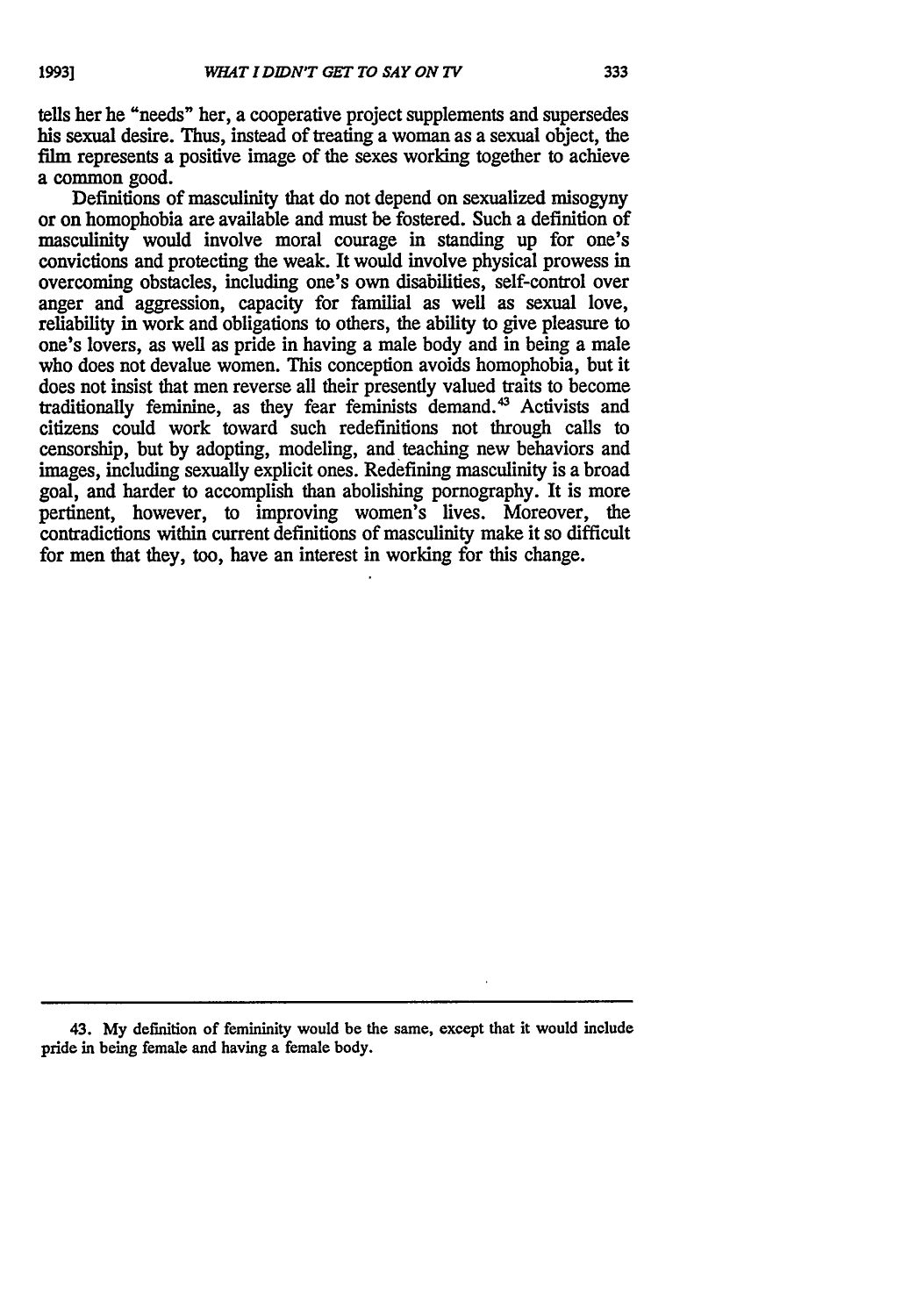tells her he "needs" her, a cooperative project supplements and supersedes his sexual desire. Thus, instead of treating a woman as a sexual object, the film represents a positive image of the sexes working together to achieve a common good.

Definitions of masculinity that do not depend on sexualized misogyny or on homophobia are available and must be fostered. Such a definition of masculinity would involve moral courage in standing up for one's convictions and protecting the weak. It would involve physical prowess in overcoming obstacles, including one's own disabilities, self-control over anger and aggression, capacity for familial as well as sexual love, reliability in work and obligations to others, the ability to give pleasure to one's lovers, as well as pride in having a male body and in being a male who does not devalue women. This conception avoids homophobia, but it does not insist that men reverse all their presently valued traits to become traditionally feminine, as they fear feminists demand.[43] Activists and citizens could work toward such redefinitions not through calls to censorship, but by adopting, modeling, and teaching new behaviors and images, including sexually explicit ones. Redefining masculinity is a broad goal, and harder to accomplish than abolishing pornography. It is more pertinent, however, to improving women's lives. Moreover, the contradictions within current definitions of masculinity make it so difficult for men that they, too, have an interest in working for this change.

---

43. My definition of femininity would be the same, except that it would include pride in being female and having a female body.